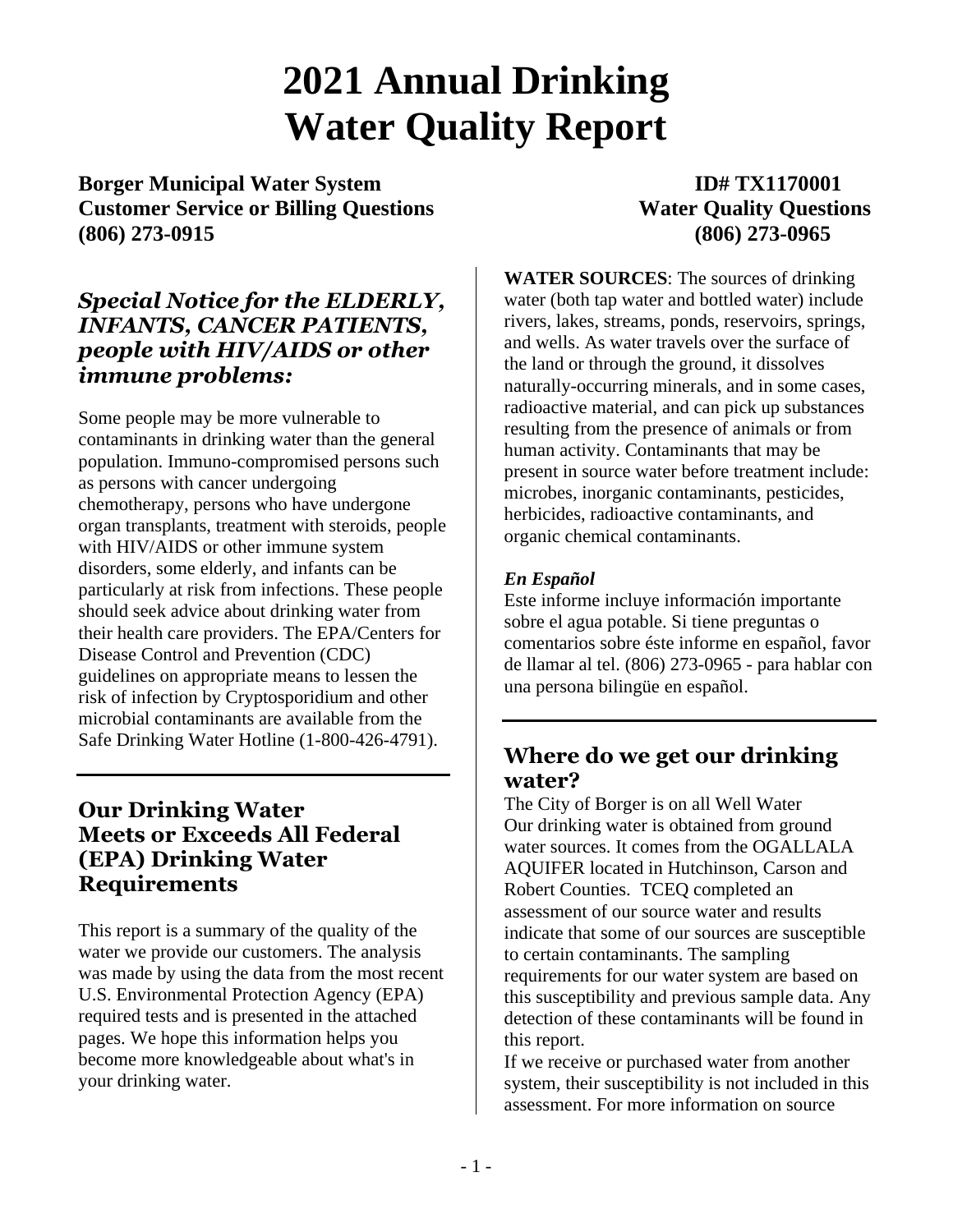# 2021 Annual Drinking Water Quality Report

**Borger Municipal Water System** | **ID# TX1170001**

**Customer Service or Billing Questions**
**(806) 273-0915**

**Water Quality Questions**
**(806) 273-0965**

### *Special Notice for the ELDERLY, INFANTS, CANCER PATIENTS, people with HIV/AIDS or other immune problems:*

Some people may be more vulnerable to contaminants in drinking water than the general population. Immuno-compromised persons such as persons with cancer undergoing chemotherapy, persons who have undergone organ transplants, treatment with steroids, people with HIV/AIDS or other immune system disorders, some elderly, and infants can be particularly at risk from infections. These people should seek advice about drinking water from their health care providers. The EPA/Centers for Disease Control and Prevention (CDC) guidelines on appropriate means to lessen the risk of infection by Cryptosporidium and other microbial contaminants are available from the Safe Drinking Water Hotline (1-800-426-4791).

### Our Drinking Water Meets or Exceeds All Federal (EPA) Drinking Water Requirements

This report is a summary of the quality of the water we provide our customers. The analysis was made by using the data from the most recent U.S. Environmental Protection Agency (EPA) required tests and is presented in the attached pages. We hope this information helps you become more knowledgeable about what's in your drinking water.

**WATER SOURCES**: The sources of drinking water (both tap water and bottled water) include rivers, lakes, streams, ponds, reservoirs, springs, and wells. As water travels over the surface of the land or through the ground, it dissolves naturally-occurring minerals, and in some cases, radioactive material, and can pick up substances resulting from the presence of animals or from human activity. Contaminants that may be present in source water before treatment include: microbes, inorganic contaminants, pesticides, herbicides, radioactive contaminants, and organic chemical contaminants.

***En Español***

Este informe incluye información importante sobre el agua potable. Si tiene preguntas o comentarios sobre éste informe en español, favor de llamar al tel. (806) 273-0965 - para hablar con una persona bilingüe en español.

### Where do we get our drinking water?

The City of Borger is on all Well Water

Our drinking water is obtained from ground water sources. It comes from the OGALLALA AQUIFER located in Hutchinson, Carson and Robert Counties. TCEQ completed an assessment of our source water and results indicate that some of our sources are susceptible to certain contaminants. The sampling requirements for our water system are based on this susceptibility and previous sample data. Any detection of these contaminants will be found in this report.

If we receive or purchased water from another system, their susceptibility is not included in this assessment. For more information on source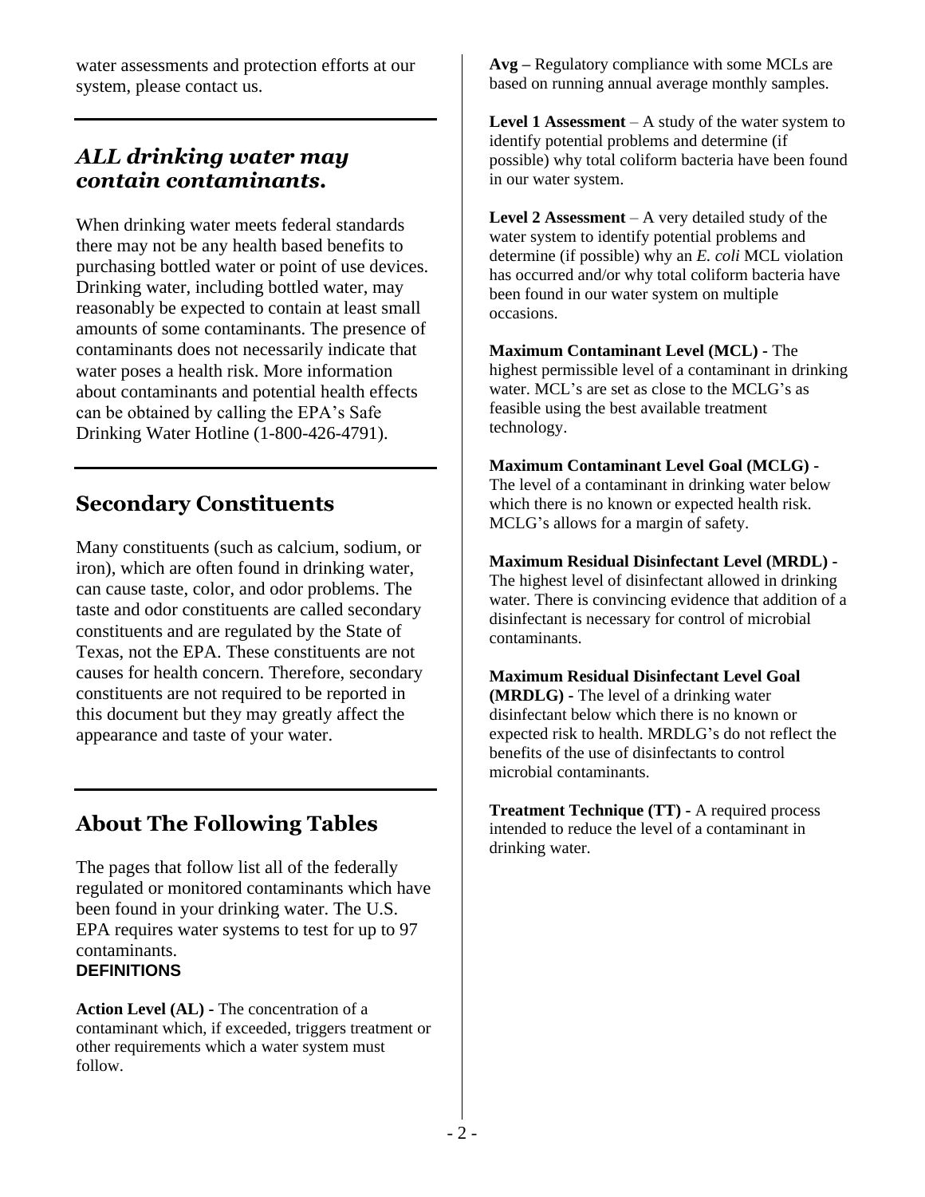water assessments and protection efforts at our system, please contact us.

## *ALL drinking water may contain contaminants.*

When drinking water meets federal standards there may not be any health based benefits to purchasing bottled water or point of use devices. Drinking water, including bottled water, may reasonably be expected to contain at least small amounts of some contaminants. The presence of contaminants does not necessarily indicate that water poses a health risk. More information about contaminants and potential health effects can be obtained by calling the EPA's Safe Drinking Water Hotline (1-800-426-4791).

## Secondary Constituents

Many constituents (such as calcium, sodium, or iron), which are often found in drinking water, can cause taste, color, and odor problems. The taste and odor constituents are called secondary constituents and are regulated by the State of Texas, not the EPA. These constituents are not causes for health concern. Therefore, secondary constituents are not required to be reported in this document but they may greatly affect the appearance and taste of your water.

## About The Following Tables

The pages that follow list all of the federally regulated or monitored contaminants which have been found in your drinking water. The U.S. EPA requires water systems to test for up to 97 contaminants.

**DEFINITIONS**

**Action Level (AL) -** The concentration of a contaminant which, if exceeded, triggers treatment or other requirements which a water system must follow.

**Avg –** Regulatory compliance with some MCLs are based on running annual average monthly samples.

**Level 1 Assessment** – A study of the water system to identify potential problems and determine (if possible) why total coliform bacteria have been found in our water system.

**Level 2 Assessment** – A very detailed study of the water system to identify potential problems and determine (if possible) why an *E. coli* MCL violation has occurred and/or why total coliform bacteria have been found in our water system on multiple occasions.

**Maximum Contaminant Level (MCL) -** The highest permissible level of a contaminant in drinking water. MCL's are set as close to the MCLG's as feasible using the best available treatment technology.

**Maximum Contaminant Level Goal (MCLG) -** The level of a contaminant in drinking water below which there is no known or expected health risk. MCLG's allows for a margin of safety.

**Maximum Residual Disinfectant Level (MRDL) -** The highest level of disinfectant allowed in drinking water. There is convincing evidence that addition of a disinfectant is necessary for control of microbial contaminants.

**Maximum Residual Disinfectant Level Goal (MRDLG) -** The level of a drinking water disinfectant below which there is no known or expected risk to health. MRDLG's do not reflect the benefits of the use of disinfectants to control microbial contaminants.

**Treatment Technique (TT) -** A required process intended to reduce the level of a contaminant in drinking water.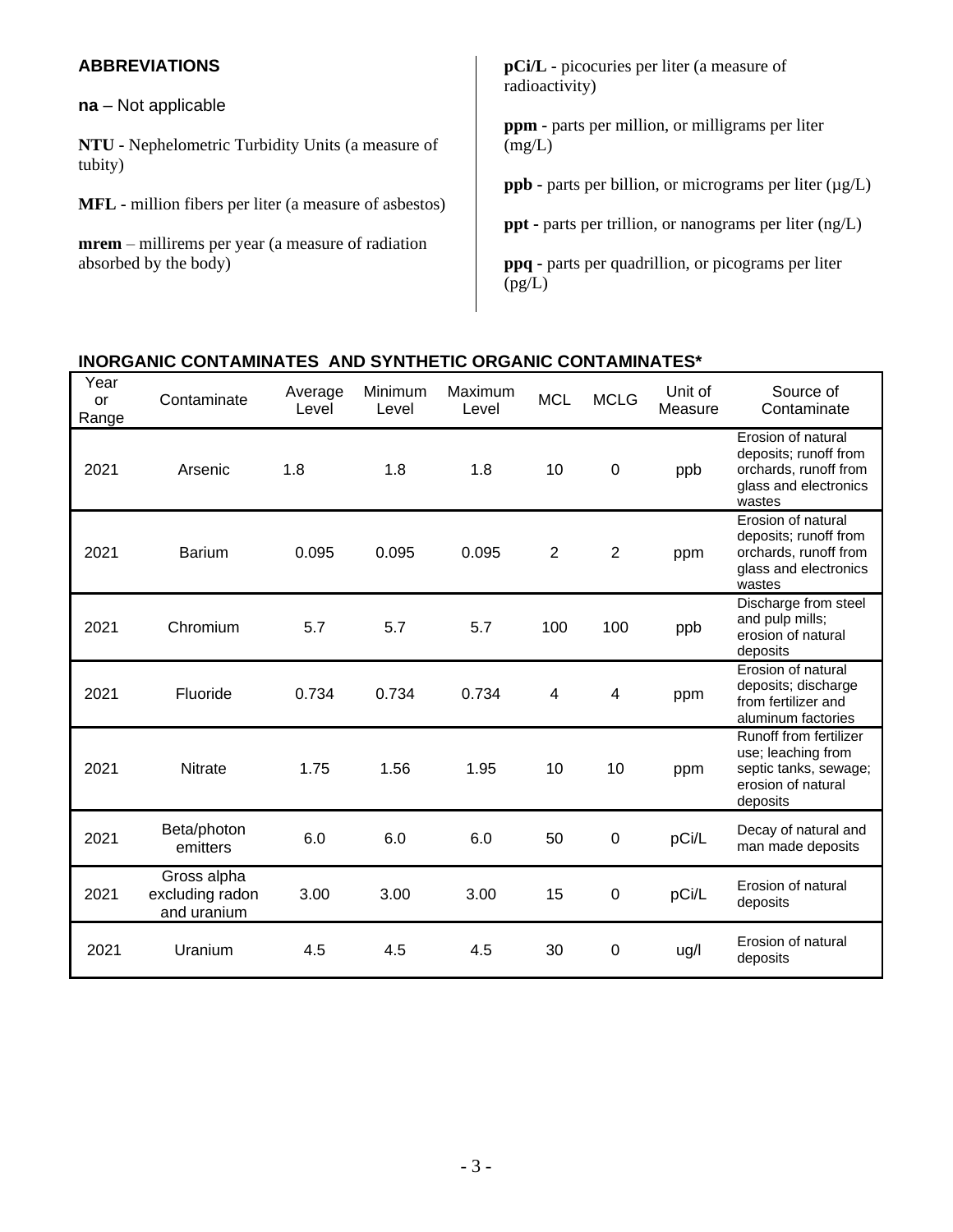**ABBREVIATIONS**

**na** – Not applicable

**NTU -** Nephelometric Turbidity Units (a measure of tubity)

**MFL -** million fibers per liter (a measure of asbestos)

**mrem** – millirems per year (a measure of radiation absorbed by the body)

**pCi/L -** picocuries per liter (a measure of radioactivity)

**ppm -** parts per million, or milligrams per liter (mg/L)

**ppb -** parts per billion, or micrograms per liter (µg/L)

**ppt -** parts per trillion, or nanograms per liter (ng/L)

**ppq -** parts per quadrillion, or picograms per liter (pg/L)

**INORGANIC CONTAMINATES AND SYNTHETIC ORGANIC CONTAMINATES***

| Year or Range | Contaminate | Average Level | Minimum Level | Maximum Level | MCL | MCLG | Unit of Measure | Source of Contaminate |
|---|---|---|---|---|---|---|---|---|
| 2021 | Arsenic | 1.8 | 1.8 | 1.8 | 10 | 0 | ppb | Erosion of natural deposits; runoff from orchards, runoff from glass and electronics wastes |
| 2021 | Barium | 0.095 | 0.095 | 0.095 | 2 | 2 | ppm | Erosion of natural deposits; runoff from orchards, runoff from glass and electronics wastes |
| 2021 | Chromium | 5.7 | 5.7 | 5.7 | 100 | 100 | ppb | Discharge from steel and pulp mills; erosion of natural deposits |
| 2021 | Fluoride | 0.734 | 0.734 | 0.734 | 4 | 4 | ppm | Erosion of natural deposits; discharge from fertilizer and aluminum factories |
| 2021 | Nitrate | 1.75 | 1.56 | 1.95 | 10 | 10 | ppm | Runoff from fertilizer use; leaching from septic tanks, sewage; erosion of natural deposits |
| 2021 | Beta/photon emitters | 6.0 | 6.0 | 6.0 | 50 | 0 | pCi/L | Decay of natural and man made deposits |
| 2021 | Gross alpha excluding radon and uranium | 3.00 | 3.00 | 3.00 | 15 | 0 | pCi/L | Erosion of natural deposits |
| 2021 | Uranium | 4.5 | 4.5 | 4.5 | 30 | 0 | ug/l | Erosion of natural deposits |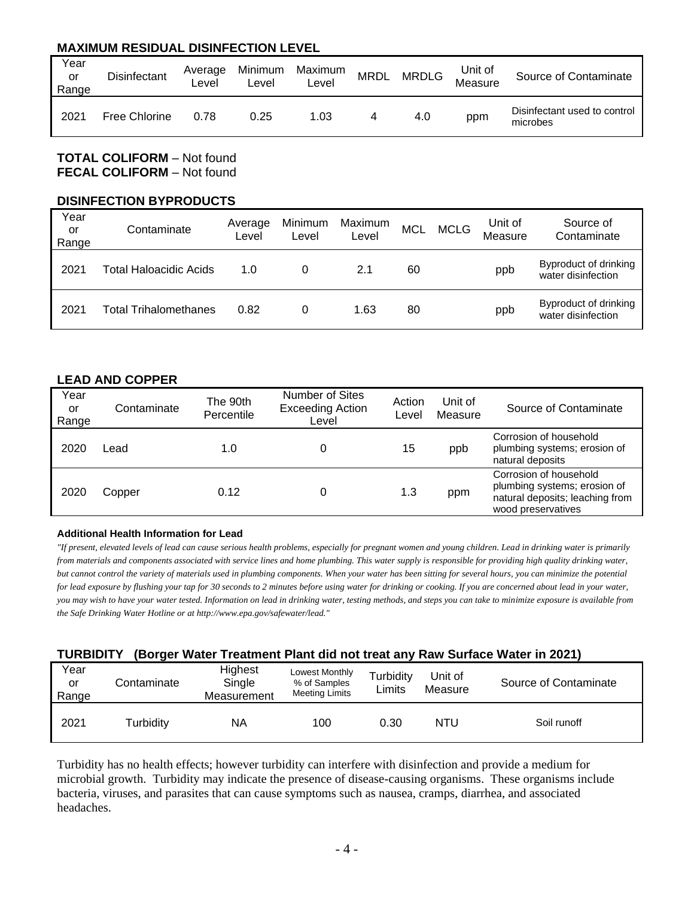## MAXIMUM RESIDUAL DISINFECTION LEVEL

| Year or Range | Disinfectant | Average Level | Minimum Level | Maximum Level | MRDL | MRDLG | Unit of Measure | Source of Contaminate |
|---|---|---|---|---|---|---|---|---|
| 2021 | Free Chlorine | 0.78 | 0.25 | 1.03 | 4 | 4.0 | ppm | Disinfectant used to control microbes |

**TOTAL COLIFORM** – Not found
**FECAL COLIFORM** – Not found

## DISINFECTION BYPRODUCTS

| Year or Range | Contaminate | Average Level | Minimum Level | Maximum Level | MCL | MCLG | Unit of Measure | Source of Contaminate |
|---|---|---|---|---|---|---|---|---|
| 2021 | Total Haloacidic Acids | 1.0 | 0 | 2.1 | 60 | | ppb | Byproduct of drinking water disinfection |
| 2021 | Total Trihalomethanes | 0.82 | 0 | 1.63 | 80 | | ppb | Byproduct of drinking water disinfection |

## LEAD AND COPPER

| Year or Range | Contaminate | The 90th Percentile | Number of Sites Exceeding Action Level | Action Level | Unit of Measure | Source of Contaminate |
|---|---|---|---|---|---|---|
| 2020 | Lead | 1.0 | 0 | 15 | ppb | Corrosion of household plumbing systems; erosion of natural deposits |
| 2020 | Copper | 0.12 | 0 | 1.3 | ppm | Corrosion of household plumbing systems; erosion of natural deposits; leaching from wood preservatives |

**Additional Health Information for Lead**

*"If present, elevated levels of lead can cause serious health problems, especially for pregnant women and young children. Lead in drinking water is primarily from materials and components associated with service lines and home plumbing. This water supply is responsible for providing high quality drinking water, but cannot control the variety of materials used in plumbing components. When your water has been sitting for several hours, you can minimize the potential for lead exposure by flushing your tap for 30 seconds to 2 minutes before using water for drinking or cooking. If you are concerned about lead in your water, you may wish to have your water tested. Information on lead in drinking water, testing methods, and steps you can take to minimize exposure is available from the Safe Drinking Water Hotline or at http://www.epa.gov/safewater/lead."*

## TURBIDITY (Borger Water Treatment Plant did not treat any Raw Surface Water in 2021)

| Year or Range | Contaminate | Highest Single Measurement | Lowest Monthly % of Samples Meeting Limits | Turbidity Limits | Unit of Measure | Source of Contaminate |
|---|---|---|---|---|---|---|
| 2021 | Turbidity | NA | 100 | 0.30 | NTU | Soil runoff |

Turbidity has no health effects; however turbidity can interfere with disinfection and provide a medium for microbial growth. Turbidity may indicate the presence of disease-causing organisms. These organisms include bacteria, viruses, and parasites that can cause symptoms such as nausea, cramps, diarrhea, and associated headaches.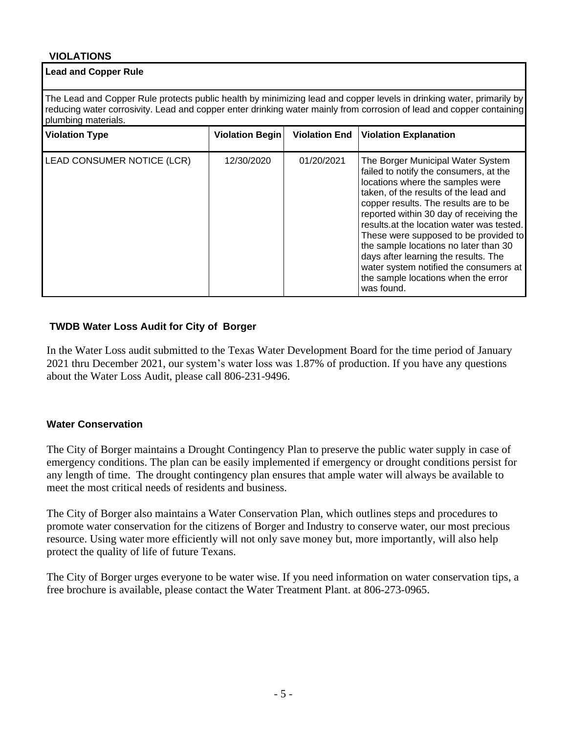## VIOLATIONS

**Lead and Copper Rule**

The Lead and Copper Rule protects public health by minimizing lead and copper levels in drinking water, primarily by reducing water corrosivity. Lead and copper enter drinking water mainly from corrosion of lead and copper containing plumbing materials.

| Violation Type | Violation Begin | Violation End | Violation Explanation |
|---|---|---|---|
| LEAD CONSUMER NOTICE (LCR) | 12/30/2020 | 01/20/2021 | The Borger Municipal Water System failed to notify the consumers, at the locations where the samples were taken, of the results of the lead and copper results. The results are to be reported within 30 day of receiving the results.at the location water was tested. These were supposed to be provided to the sample locations no later than 30 days after learning the results. The water system notified the consumers at the sample locations when the error was found. |

### TWDB Water Loss Audit for City of Borger

In the Water Loss audit submitted to the Texas Water Development Board for the time period of January 2021 thru December 2021, our system's water loss was 1.87% of production. If you have any questions about the Water Loss Audit, please call 806-231-9496.

### Water Conservation

The City of Borger maintains a Drought Contingency Plan to preserve the public water supply in case of emergency conditions. The plan can be easily implemented if emergency or drought conditions persist for any length of time. The drought contingency plan ensures that ample water will always be available to meet the most critical needs of residents and business.

The City of Borger also maintains a Water Conservation Plan, which outlines steps and procedures to promote water conservation for the citizens of Borger and Industry to conserve water, our most precious resource. Using water more efficiently will not only save money but, more importantly, will also help protect the quality of life of future Texans.

The City of Borger urges everyone to be water wise. If you need information on water conservation tips, a free brochure is available, please contact the Water Treatment Plant. at 806-273-0965.